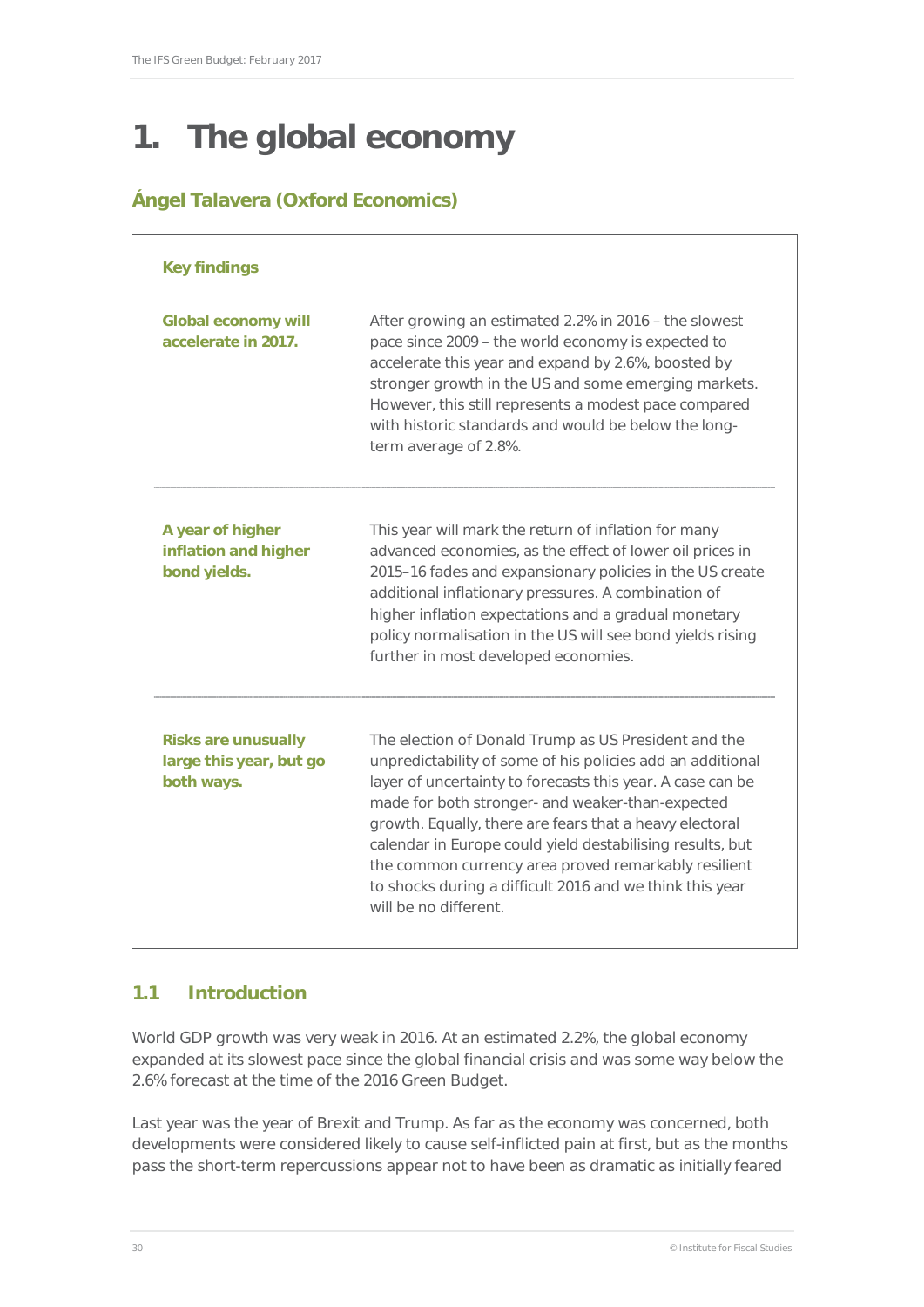# 1. The global economy

## Ángel Talavera (Oxford Economics)

**Key findings**

| | |
|---|---|
| **Global economy will accelerate in 2017.** | After growing an estimated 2.2% in 2016 – the slowest pace since 2009 – the world economy is expected to accelerate this year and expand by 2.6%, boosted by stronger growth in the US and some emerging markets. However, this still represents a modest pace compared with historic standards and would be below the long-term average of 2.8%. |
| **A year of higher inflation and higher bond yields.** | This year will mark the return of inflation for many advanced economies, as the effect of lower oil prices in 2015–16 fades and expansionary policies in the US create additional inflationary pressures. A combination of higher inflation expectations and a gradual monetary policy normalisation in the US will see bond yields rising further in most developed economies. |
| **Risks are unusually large this year, but go both ways.** | The election of Donald Trump as US President and the unpredictability of some of his policies add an additional layer of uncertainty to forecasts this year. A case can be made for both stronger- and weaker-than-expected growth. Equally, there are fears that a heavy electoral calendar in Europe could yield destabilising results, but the common currency area proved remarkably resilient to shocks during a difficult 2016 and we think this year will be no different. |

## 1.1 Introduction

World GDP growth was very weak in 2016. At an estimated 2.2%, the global economy expanded at its slowest pace since the global financial crisis and was some way below the 2.6% forecast at the time of the 2016 Green Budget.

Last year was the year of Brexit and Trump. As far as the economy was concerned, both developments were considered likely to cause self-inflicted pain at first, but as the months pass the short-term repercussions appear not to have been as dramatic as initially feared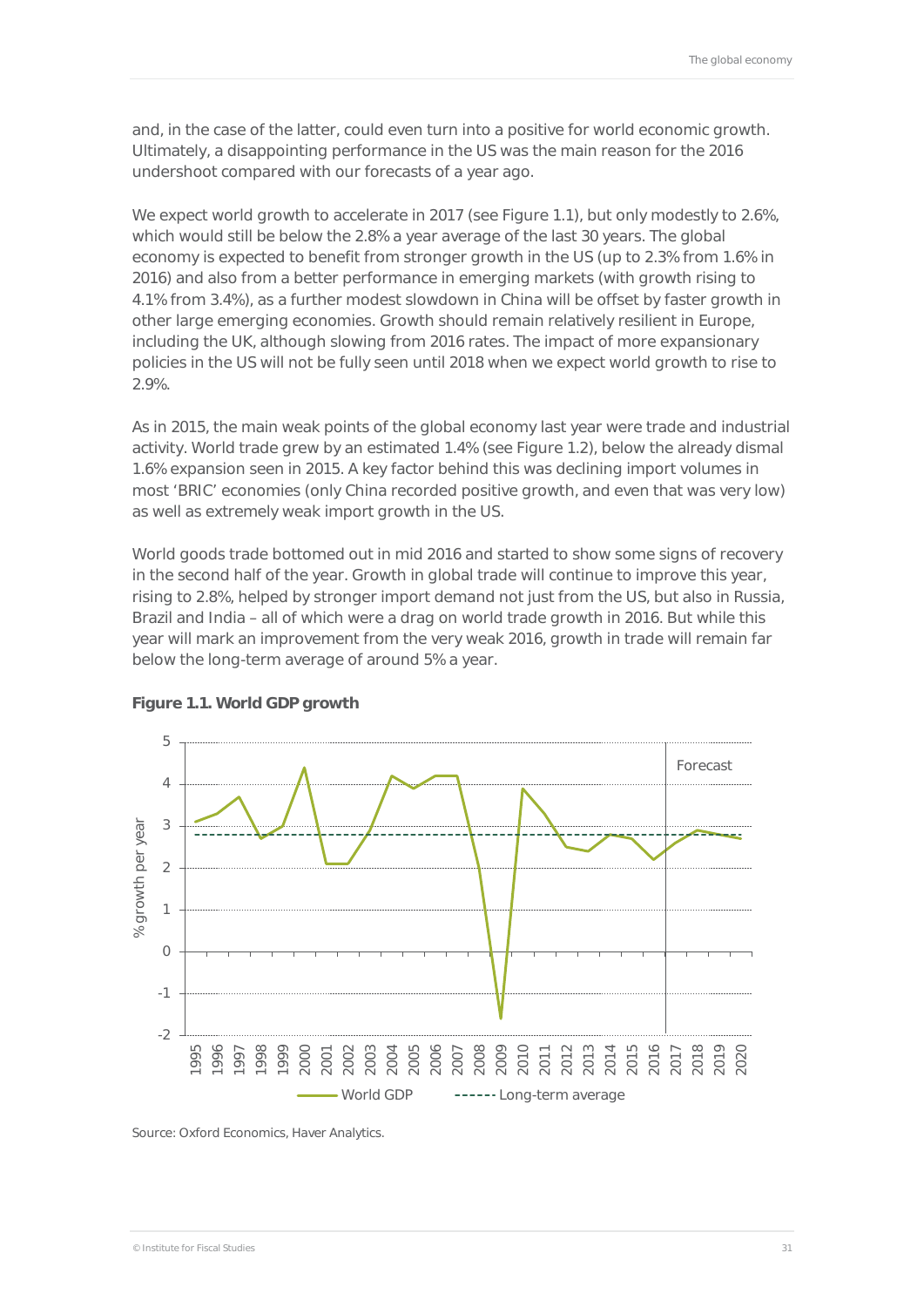and, in the case of the latter, could even turn into a positive for world economic growth. Ultimately, a disappointing performance in the US was the main reason for the 2016 undershoot compared with our forecasts of a year ago.

We expect world growth to accelerate in 2017 (see Figure 1.1), but only modestly to 2.6%, which would still be below the 2.8% a year average of the last 30 years. The global economy is expected to benefit from stronger growth in the US (up to 2.3% from 1.6% in 2016) and also from a better performance in emerging markets (with growth rising to 4.1% from 3.4%), as a further modest slowdown in China will be offset by faster growth in other large emerging economies. Growth should remain relatively resilient in Europe, including the UK, although slowing from 2016 rates. The impact of more expansionary policies in the US will not be fully seen until 2018 when we expect world growth to rise to 2.9%.

As in 2015, the main weak points of the global economy last year were trade and industrial activity. World trade grew by an estimated 1.4% (see Figure 1.2), below the already dismal 1.6% expansion seen in 2015. A key factor behind this was declining import volumes in most 'BRIC' economies (only China recorded positive growth, and even that was very low) as well as extremely weak import growth in the US.

World goods trade bottomed out in mid 2016 and started to show some signs of recovery in the second half of the year. Growth in global trade will continue to improve this year, rising to 2.8%, helped by stronger import demand not just from the US, but also in Russia, Brazil and India – all of which were a drag on world trade growth in 2016. But while this year will mark an improvement from the very weak 2016, growth in trade will remain far below the long-term average of around 5% a year.

**Figure 1.1. World GDP growth**

Source: Oxford Economics, Haver Analytics.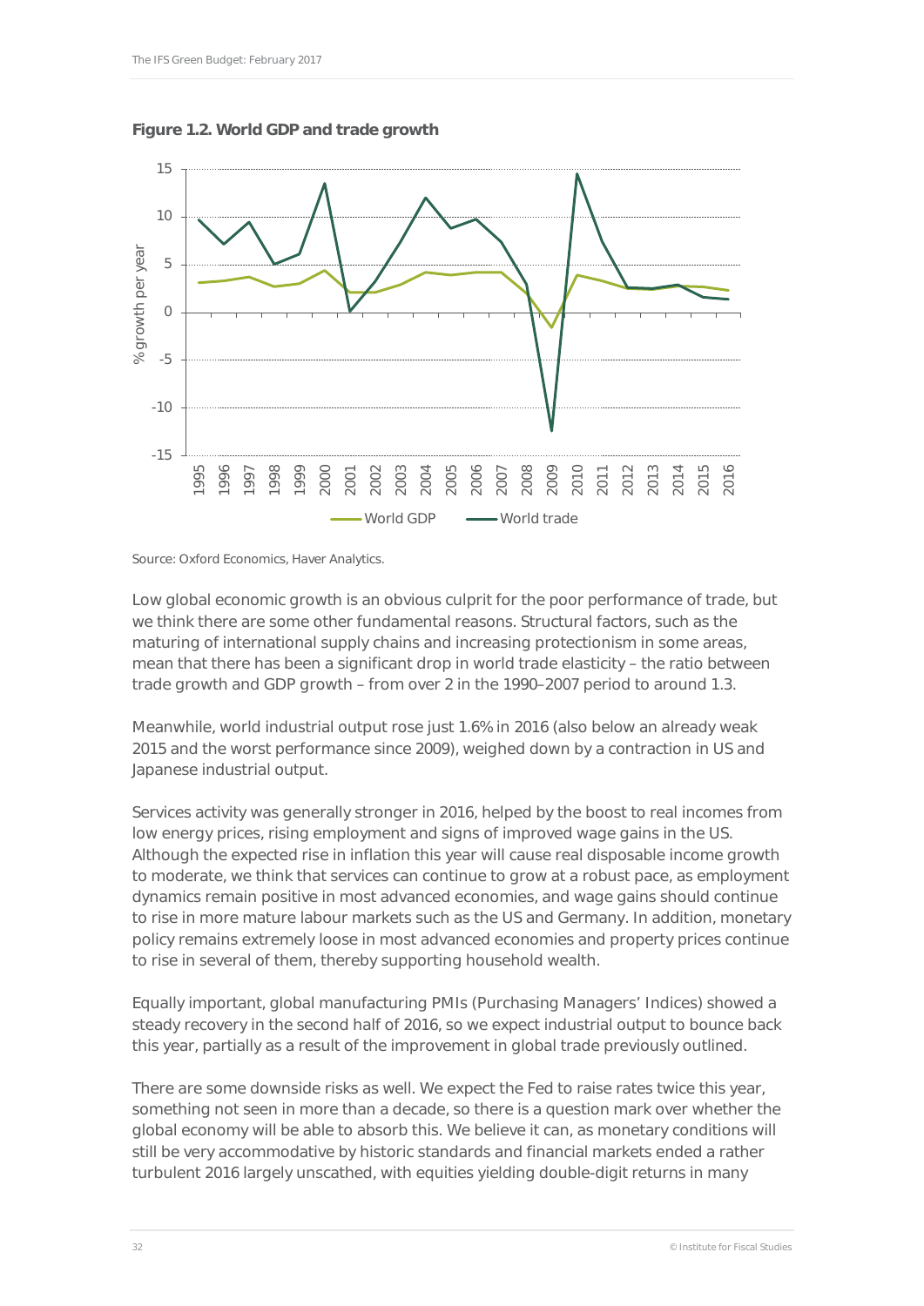**Figure 1.2. World GDP and trade growth**

Source: Oxford Economics, Haver Analytics.

Low global economic growth is an obvious culprit for the poor performance of trade, but we think there are some other fundamental reasons. Structural factors, such as the maturing of international supply chains and increasing protectionism in some areas, mean that there has been a significant drop in world trade elasticity – the ratio between trade growth and GDP growth – from over 2 in the 1990–2007 period to around 1.3.

Meanwhile, world industrial output rose just 1.6% in 2016 (also below an already weak 2015 and the worst performance since 2009), weighed down by a contraction in US and Japanese industrial output.

Services activity was generally stronger in 2016, helped by the boost to real incomes from low energy prices, rising employment and signs of improved wage gains in the US. Although the expected rise in inflation this year will cause real disposable income growth to moderate, we think that services can continue to grow at a robust pace, as employment dynamics remain positive in most advanced economies, and wage gains should continue to rise in more mature labour markets such as the US and Germany. In addition, monetary policy remains extremely loose in most advanced economies and property prices continue to rise in several of them, thereby supporting household wealth.

Equally important, global manufacturing PMIs (Purchasing Managers' Indices) showed a steady recovery in the second half of 2016, so we expect industrial output to bounce back this year, partially as a result of the improvement in global trade previously outlined.

There are some downside risks as well. We expect the Fed to raise rates twice this year, something not seen in more than a decade, so there is a question mark over whether the global economy will be able to absorb this. We believe it can, as monetary conditions will still be very accommodative by historic standards and financial markets ended a rather turbulent 2016 largely unscathed, with equities yielding double-digit returns in many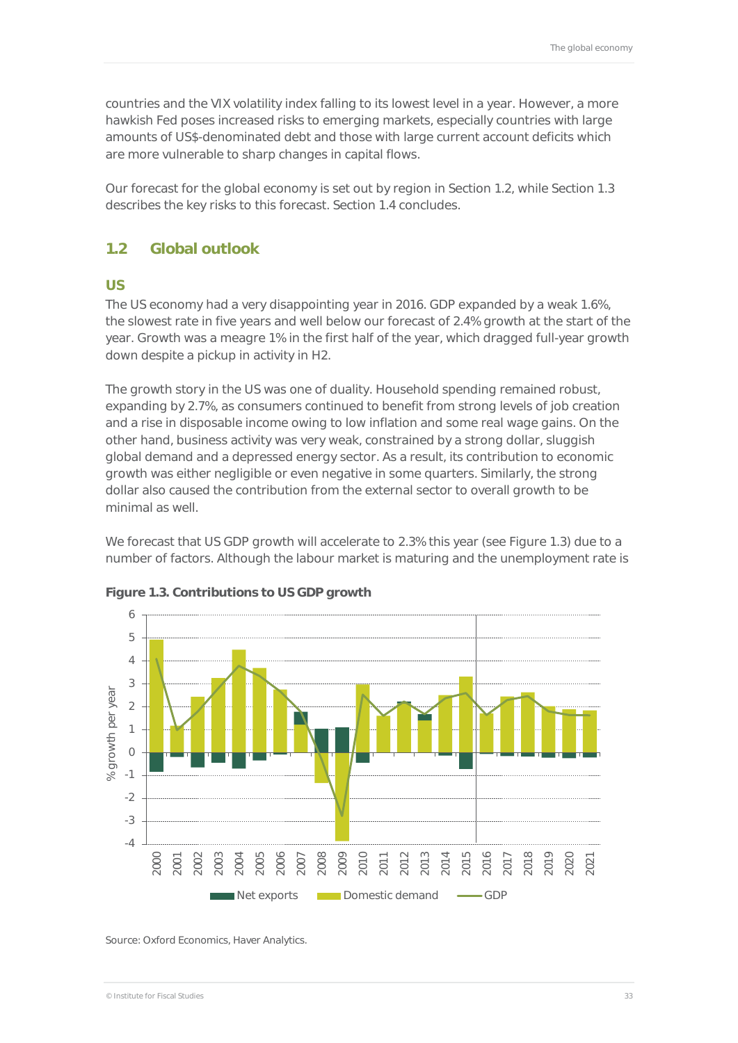countries and the VIX volatility index falling to its lowest level in a year. However, a more hawkish Fed poses increased risks to emerging markets, especially countries with large amounts of US$-denominated debt and those with large current account deficits which are more vulnerable to sharp changes in capital flows.

Our forecast for the global economy is set out by region in Section 1.2, while Section 1.3 describes the key risks to this forecast. Section 1.4 concludes.

## 1.2 Global outlook

### US

The US economy had a very disappointing year in 2016. GDP expanded by a weak 1.6%, the slowest rate in five years and well below our forecast of 2.4% growth at the start of the year. Growth was a meagre 1% in the first half of the year, which dragged full-year growth down despite a pickup in activity in H2.

The growth story in the US was one of duality. Household spending remained robust, expanding by 2.7%, as consumers continued to benefit from strong levels of job creation and a rise in disposable income owing to low inflation and some real wage gains. On the other hand, business activity was very weak, constrained by a strong dollar, sluggish global demand and a depressed energy sector. As a result, its contribution to economic growth was either negligible or even negative in some quarters. Similarly, the strong dollar also caused the contribution from the external sector to overall growth to be minimal as well.

We forecast that US GDP growth will accelerate to 2.3% this year (see Figure 1.3) due to a number of factors. Although the labour market is maturing and the unemployment rate is

**Figure 1.3. Contributions to US GDP growth**

Source: Oxford Economics, Haver Analytics.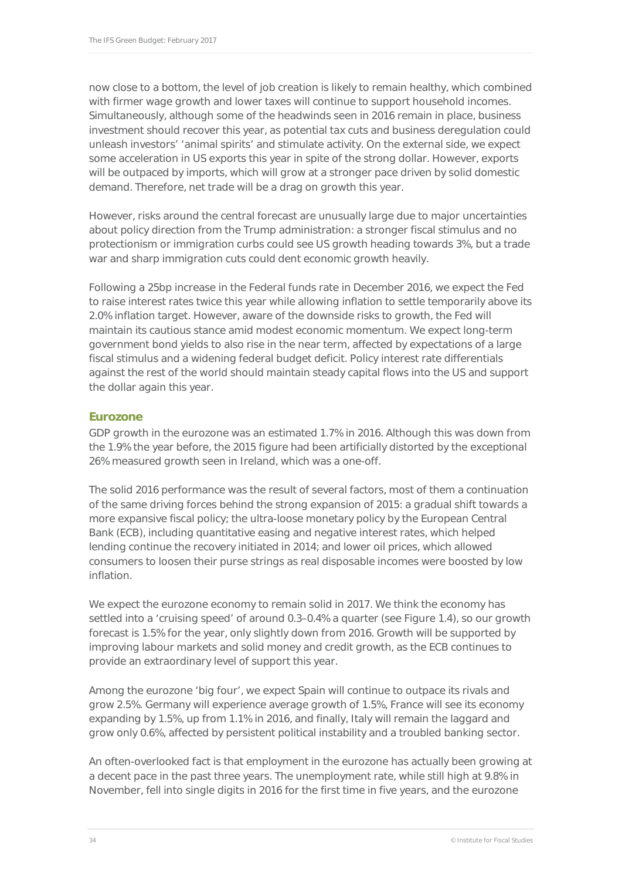now close to a bottom, the level of job creation is likely to remain healthy, which combined with firmer wage growth and lower taxes will continue to support household incomes. Simultaneously, although some of the headwinds seen in 2016 remain in place, business investment should recover this year, as potential tax cuts and business deregulation could unleash investors' 'animal spirits' and stimulate activity. On the external side, we expect some acceleration in US exports this year in spite of the strong dollar. However, exports will be outpaced by imports, which will grow at a stronger pace driven by solid domestic demand. Therefore, net trade will be a drag on growth this year.

However, risks around the central forecast are unusually large due to major uncertainties about policy direction from the Trump administration: a stronger fiscal stimulus and no protectionism or immigration curbs could see US growth heading towards 3%, but a trade war and sharp immigration cuts could dent economic growth heavily.

Following a 25bp increase in the Federal funds rate in December 2016, we expect the Fed to raise interest rates twice this year while allowing inflation to settle temporarily above its 2.0% inflation target. However, aware of the downside risks to growth, the Fed will maintain its cautious stance amid modest economic momentum. We expect long-term government bond yields to also rise in the near term, affected by expectations of a large fiscal stimulus and a widening federal budget deficit. Policy interest rate differentials against the rest of the world should maintain steady capital flows into the US and support the dollar again this year.

### Eurozone

GDP growth in the eurozone was an estimated 1.7% in 2016. Although this was down from the 1.9% the year before, the 2015 figure had been artificially distorted by the exceptional 26% measured growth seen in Ireland, which was a one-off.

The solid 2016 performance was the result of several factors, most of them a continuation of the same driving forces behind the strong expansion of 2015: a gradual shift towards a more expansive fiscal policy; the ultra-loose monetary policy by the European Central Bank (ECB), including quantitative easing and negative interest rates, which helped lending continue the recovery initiated in 2014; and lower oil prices, which allowed consumers to loosen their purse strings as real disposable incomes were boosted by low inflation.

We expect the eurozone economy to remain solid in 2017. We think the economy has settled into a 'cruising speed' of around 0.3–0.4% a quarter (see Figure 1.4), so our growth forecast is 1.5% for the year, only slightly down from 2016. Growth will be supported by improving labour markets and solid money and credit growth, as the ECB continues to provide an extraordinary level of support this year.

Among the eurozone 'big four', we expect Spain will continue to outpace its rivals and grow 2.5%. Germany will experience average growth of 1.5%, France will see its economy expanding by 1.5%, up from 1.1% in 2016, and finally, Italy will remain the laggard and grow only 0.6%, affected by persistent political instability and a troubled banking sector.

An often-overlooked fact is that employment in the eurozone has actually been growing at a decent pace in the past three years. The unemployment rate, while still high at 9.8% in November, fell into single digits in 2016 for the first time in five years, and the eurozone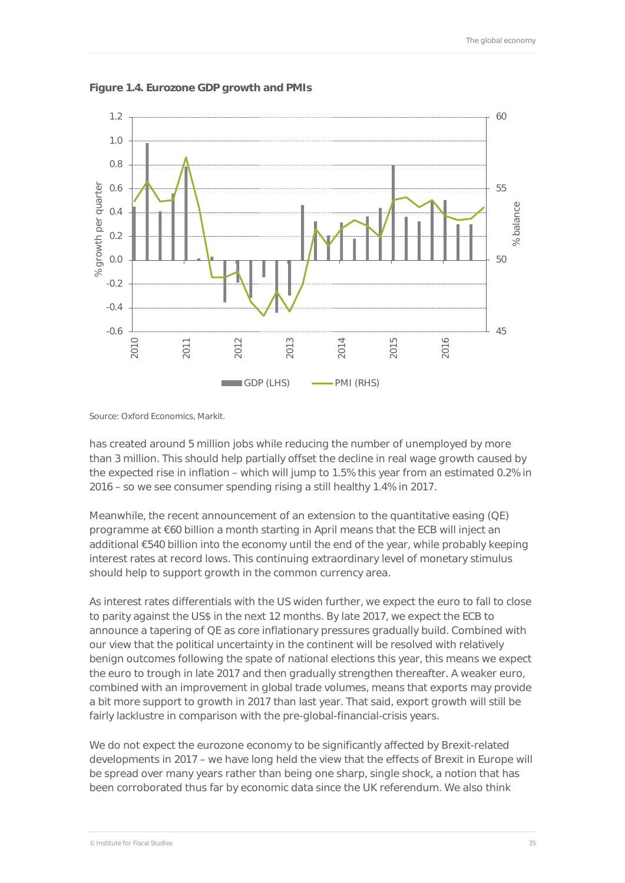**Figure 1.4. Eurozone GDP growth and PMIs**

Source: Oxford Economics, Markit.

has created around 5 million jobs while reducing the number of unemployed by more than 3 million. This should help partially offset the decline in real wage growth caused by the expected rise in inflation – which will jump to 1.5% this year from an estimated 0.2% in 2016 – so we see consumer spending rising a still healthy 1.4% in 2017.

Meanwhile, the recent announcement of an extension to the quantitative easing (QE) programme at €60 billion a month starting in April means that the ECB will inject an additional €540 billion into the economy until the end of the year, while probably keeping interest rates at record lows. This continuing extraordinary level of monetary stimulus should help to support growth in the common currency area.

As interest rates differentials with the US widen further, we expect the euro to fall to close to parity against the US$ in the next 12 months. By late 2017, we expect the ECB to announce a tapering of QE as core inflationary pressures gradually build. Combined with our view that the political uncertainty in the continent will be resolved with relatively benign outcomes following the spate of national elections this year, this means we expect the euro to trough in late 2017 and then gradually strengthen thereafter. A weaker euro, combined with an improvement in global trade volumes, means that exports may provide a bit more support to growth in 2017 than last year. That said, export growth will still be fairly lacklustre in comparison with the pre-global-financial-crisis years.

We do not expect the eurozone economy to be significantly affected by Brexit-related developments in 2017 – we have long held the view that the effects of Brexit in Europe will be spread over many years rather than being one sharp, single shock, a notion that has been corroborated thus far by economic data since the UK referendum. We also think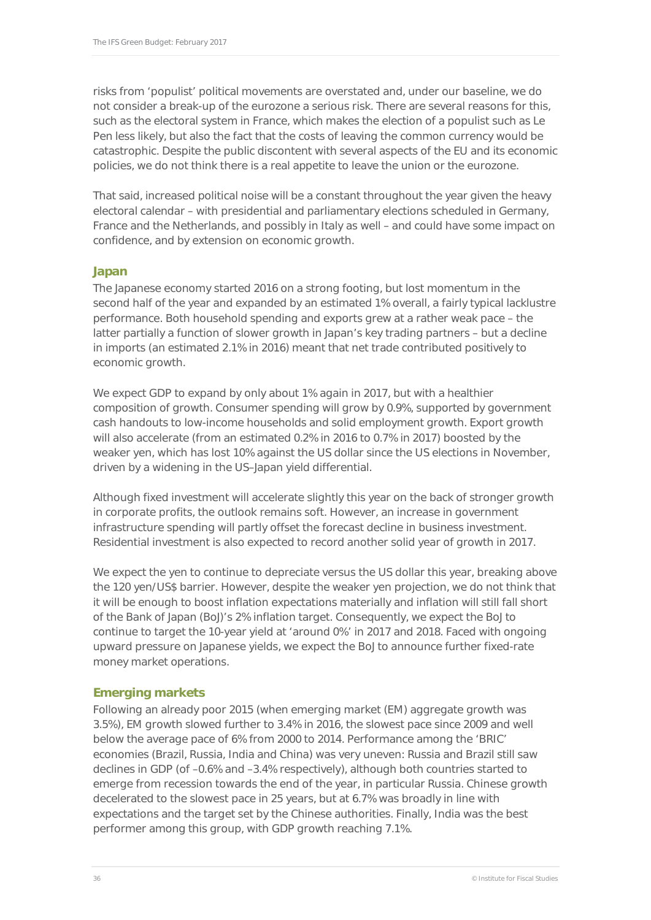risks from 'populist' political movements are overstated and, under our baseline, we do not consider a break-up of the eurozone a serious risk. There are several reasons for this, such as the electoral system in France, which makes the election of a populist such as Le Pen less likely, but also the fact that the costs of leaving the common currency would be catastrophic. Despite the public discontent with several aspects of the EU and its economic policies, we do not think there is a real appetite to leave the union or the eurozone.

That said, increased political noise will be a constant throughout the year given the heavy electoral calendar – with presidential and parliamentary elections scheduled in Germany, France and the Netherlands, and possibly in Italy as well – and could have some impact on confidence, and by extension on economic growth.

### Japan

The Japanese economy started 2016 on a strong footing, but lost momentum in the second half of the year and expanded by an estimated 1% overall, a fairly typical lacklustre performance. Both household spending and exports grew at a rather weak pace – the latter partially a function of slower growth in Japan's key trading partners – but a decline in imports (an estimated 2.1% in 2016) meant that net trade contributed positively to economic growth.

We expect GDP to expand by only about 1% again in 2017, but with a healthier composition of growth. Consumer spending will grow by 0.9%, supported by government cash handouts to low-income households and solid employment growth. Export growth will also accelerate (from an estimated 0.2% in 2016 to 0.7% in 2017) boosted by the weaker yen, which has lost 10% against the US dollar since the US elections in November, driven by a widening in the US–Japan yield differential.

Although fixed investment will accelerate slightly this year on the back of stronger growth in corporate profits, the outlook remains soft. However, an increase in government infrastructure spending will partly offset the forecast decline in business investment. Residential investment is also expected to record another solid year of growth in 2017.

We expect the yen to continue to depreciate versus the US dollar this year, breaking above the 120 yen/US$ barrier. However, despite the weaker yen projection, we do not think that it will be enough to boost inflation expectations materially and inflation will still fall short of the Bank of Japan (BoJ)'s 2% inflation target. Consequently, we expect the BoJ to continue to target the 10-year yield at 'around 0%' in 2017 and 2018. Faced with ongoing upward pressure on Japanese yields, we expect the BoJ to announce further fixed-rate money market operations.

### Emerging markets

Following an already poor 2015 (when emerging market (EM) aggregate growth was 3.5%), EM growth slowed further to 3.4% in 2016, the slowest pace since 2009 and well below the average pace of 6% from 2000 to 2014. Performance among the 'BRIC' economies (Brazil, Russia, India and China) was very uneven: Russia and Brazil still saw declines in GDP (of –0.6% and –3.4% respectively), although both countries started to emerge from recession towards the end of the year, in particular Russia. Chinese growth decelerated to the slowest pace in 25 years, but at 6.7% was broadly in line with expectations and the target set by the Chinese authorities. Finally, India was the best performer among this group, with GDP growth reaching 7.1%.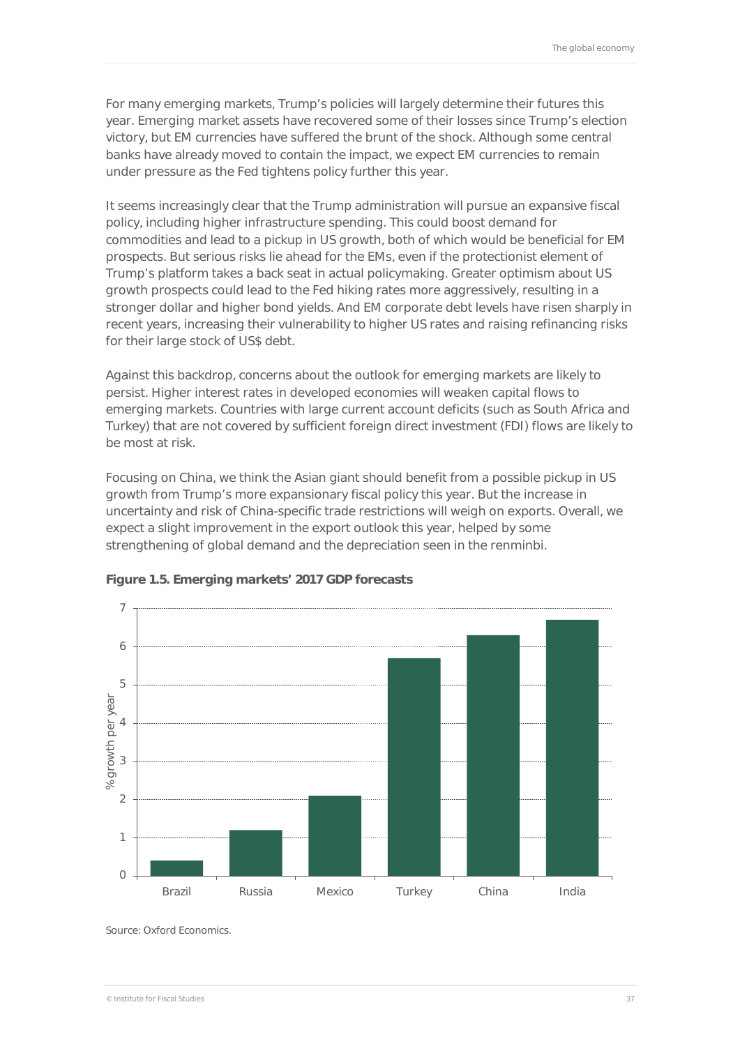For many emerging markets, Trump's policies will largely determine their futures this year. Emerging market assets have recovered some of their losses since Trump's election victory, but EM currencies have suffered the brunt of the shock. Although some central banks have already moved to contain the impact, we expect EM currencies to remain under pressure as the Fed tightens policy further this year.

It seems increasingly clear that the Trump administration will pursue an expansive fiscal policy, including higher infrastructure spending. This could boost demand for commodities and lead to a pickup in US growth, both of which would be beneficial for EM prospects. But serious risks lie ahead for the EMs, even if the protectionist element of Trump's platform takes a back seat in actual policymaking. Greater optimism about US growth prospects could lead to the Fed hiking rates more aggressively, resulting in a stronger dollar and higher bond yields. And EM corporate debt levels have risen sharply in recent years, increasing their vulnerability to higher US rates and raising refinancing risks for their large stock of US$ debt.

Against this backdrop, concerns about the outlook for emerging markets are likely to persist. Higher interest rates in developed economies will weaken capital flows to emerging markets. Countries with large current account deficits (such as South Africa and Turkey) that are not covered by sufficient foreign direct investment (FDI) flows are likely to be most at risk.

Focusing on China, we think the Asian giant should benefit from a possible pickup in US growth from Trump's more expansionary fiscal policy this year. But the increase in uncertainty and risk of China-specific trade restrictions will weigh on exports. Overall, we expect a slight improvement in the export outlook this year, helped by some strengthening of global demand and the depreciation seen in the renminbi.

**Figure 1.5. Emerging markets' 2017 GDP forecasts**

Source: Oxford Economics.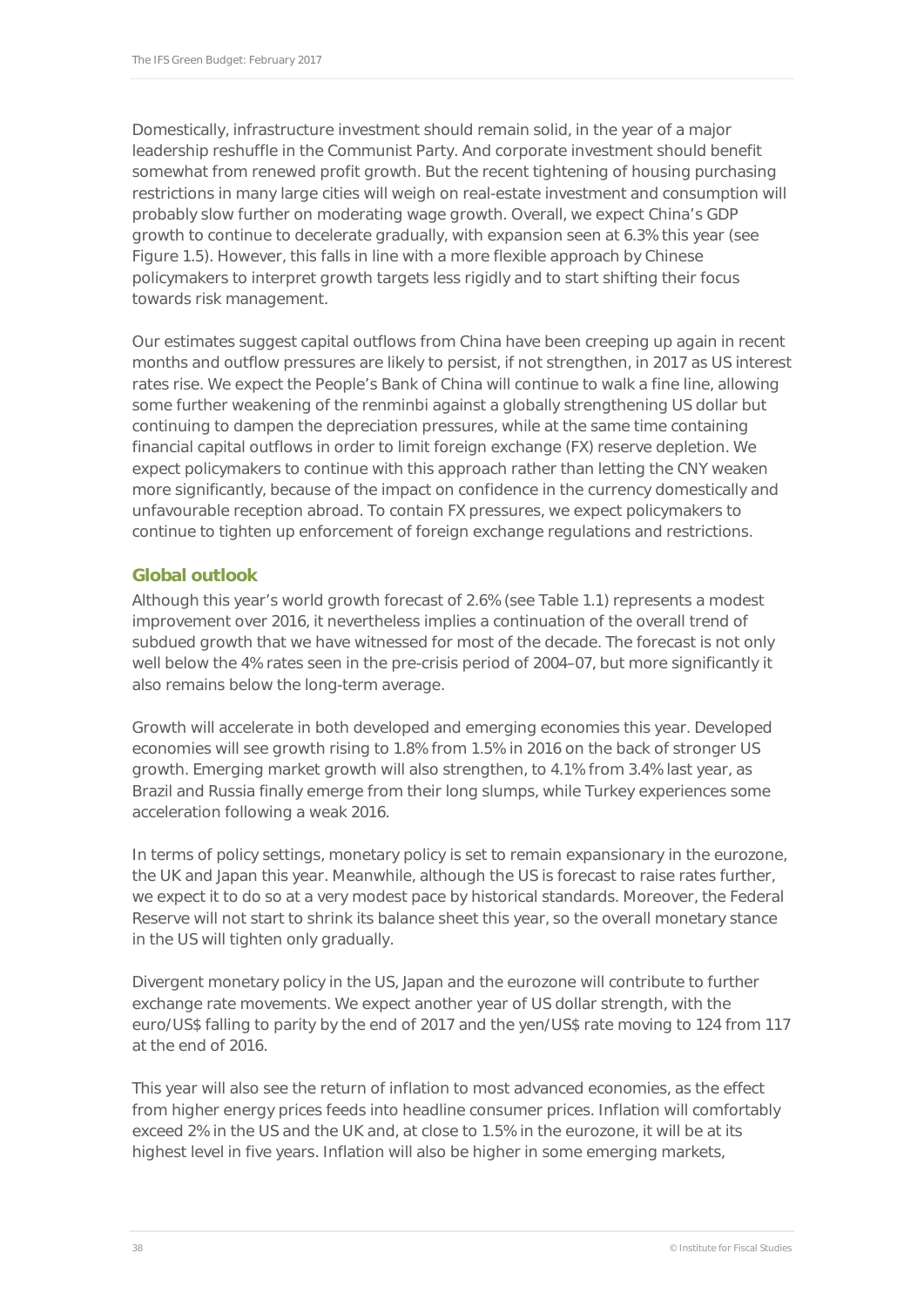Domestically, infrastructure investment should remain solid, in the year of a major leadership reshuffle in the Communist Party. And corporate investment should benefit somewhat from renewed profit growth. But the recent tightening of housing purchasing restrictions in many large cities will weigh on real-estate investment and consumption will probably slow further on moderating wage growth. Overall, we expect China's GDP growth to continue to decelerate gradually, with expansion seen at 6.3% this year (see Figure 1.5). However, this falls in line with a more flexible approach by Chinese policymakers to interpret growth targets less rigidly and to start shifting their focus towards risk management.

Our estimates suggest capital outflows from China have been creeping up again in recent months and outflow pressures are likely to persist, if not strengthen, in 2017 as US interest rates rise. We expect the People's Bank of China will continue to walk a fine line, allowing some further weakening of the renminbi against a globally strengthening US dollar but continuing to dampen the depreciation pressures, while at the same time containing financial capital outflows in order to limit foreign exchange (FX) reserve depletion. We expect policymakers to continue with this approach rather than letting the CNY weaken more significantly, because of the impact on confidence in the currency domestically and unfavourable reception abroad. To contain FX pressures, we expect policymakers to continue to tighten up enforcement of foreign exchange regulations and restrictions.

### Global outlook

Although this year's world growth forecast of 2.6% (see Table 1.1) represents a modest improvement over 2016, it nevertheless implies a continuation of the overall trend of subdued growth that we have witnessed for most of the decade. The forecast is not only well below the 4% rates seen in the pre-crisis period of 2004–07, but more significantly it also remains below the long-term average.

Growth will accelerate in both developed and emerging economies this year. Developed economies will see growth rising to 1.8% from 1.5% in 2016 on the back of stronger US growth. Emerging market growth will also strengthen, to 4.1% from 3.4% last year, as Brazil and Russia finally emerge from their long slumps, while Turkey experiences some acceleration following a weak 2016.

In terms of policy settings, monetary policy is set to remain expansionary in the eurozone, the UK and Japan this year. Meanwhile, although the US is forecast to raise rates further, we expect it to do so at a very modest pace by historical standards. Moreover, the Federal Reserve will not start to shrink its balance sheet this year, so the overall monetary stance in the US will tighten only gradually.

Divergent monetary policy in the US, Japan and the eurozone will contribute to further exchange rate movements. We expect another year of US dollar strength, with the euro/US$ falling to parity by the end of 2017 and the yen/US$ rate moving to 124 from 117 at the end of 2016.

This year will also see the return of inflation to most advanced economies, as the effect from higher energy prices feeds into headline consumer prices. Inflation will comfortably exceed 2% in the US and the UK and, at close to 1.5% in the eurozone, it will be at its highest level in five years. Inflation will also be higher in some emerging markets,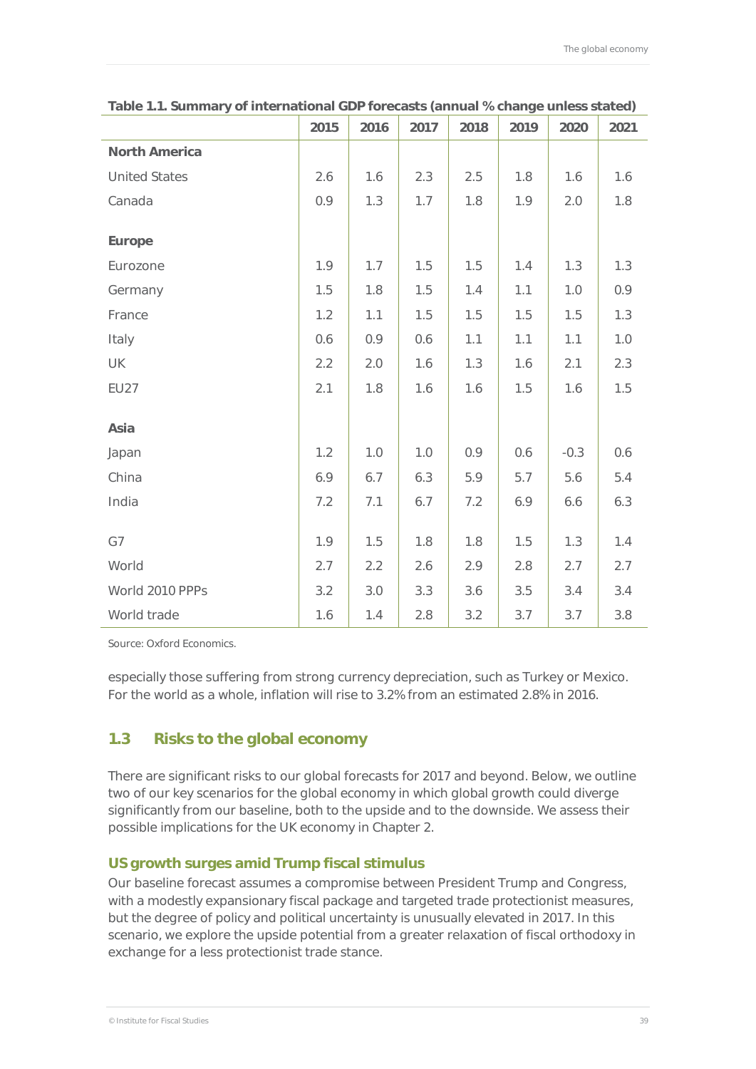**Table 1.1. Summary of international GDP forecasts (annual % change unless stated)**

| | 2015 | 2016 | 2017 | 2018 | 2019 | 2020 | 2021 |
|---|---|---|---|---|---|---|---|
| **North America** | | | | | | | |
| United States | 2.6 | 1.6 | 2.3 | 2.5 | 1.8 | 1.6 | 1.6 |
| Canada | 0.9 | 1.3 | 1.7 | 1.8 | 1.9 | 2.0 | 1.8 |
| **Europe** | | | | | | | |
| Eurozone | 1.9 | 1.7 | 1.5 | 1.5 | 1.4 | 1.3 | 1.3 |
| Germany | 1.5 | 1.8 | 1.5 | 1.4 | 1.1 | 1.0 | 0.9 |
| France | 1.2 | 1.1 | 1.5 | 1.5 | 1.5 | 1.5 | 1.3 |
| Italy | 0.6 | 0.9 | 0.6 | 1.1 | 1.1 | 1.1 | 1.0 |
| UK | 2.2 | 2.0 | 1.6 | 1.3 | 1.6 | 2.1 | 2.3 |
| EU27 | 2.1 | 1.8 | 1.6 | 1.6 | 1.5 | 1.6 | 1.5 |
| **Asia** | | | | | | | |
| Japan | 1.2 | 1.0 | 1.0 | 0.9 | 0.6 | -0.3 | 0.6 |
| China | 6.9 | 6.7 | 6.3 | 5.9 | 5.7 | 5.6 | 5.4 |
| India | 7.2 | 7.1 | 6.7 | 7.2 | 6.9 | 6.6 | 6.3 |
| G7 | 1.9 | 1.5 | 1.8 | 1.8 | 1.5 | 1.3 | 1.4 |
| World | 2.7 | 2.2 | 2.6 | 2.9 | 2.8 | 2.7 | 2.7 |
| World 2010 PPPs | 3.2 | 3.0 | 3.3 | 3.6 | 3.5 | 3.4 | 3.4 |
| World trade | 1.6 | 1.4 | 2.8 | 3.2 | 3.7 | 3.7 | 3.8 |

Source: Oxford Economics.

especially those suffering from strong currency depreciation, such as Turkey or Mexico. For the world as a whole, inflation will rise to 3.2% from an estimated 2.8% in 2016.

## 1.3 Risks to the global economy

There are significant risks to our global forecasts for 2017 and beyond. Below, we outline two of our key scenarios for the global economy in which global growth could diverge significantly from our baseline, both to the upside and to the downside. We assess their possible implications for the UK economy in Chapter 2.

### US growth surges amid Trump fiscal stimulus

Our baseline forecast assumes a compromise between President Trump and Congress, with a modestly expansionary fiscal package and targeted trade protectionist measures, but the degree of policy and political uncertainty is unusually elevated in 2017. In this scenario, we explore the upside potential from a greater relaxation of fiscal orthodoxy in exchange for a less protectionist trade stance.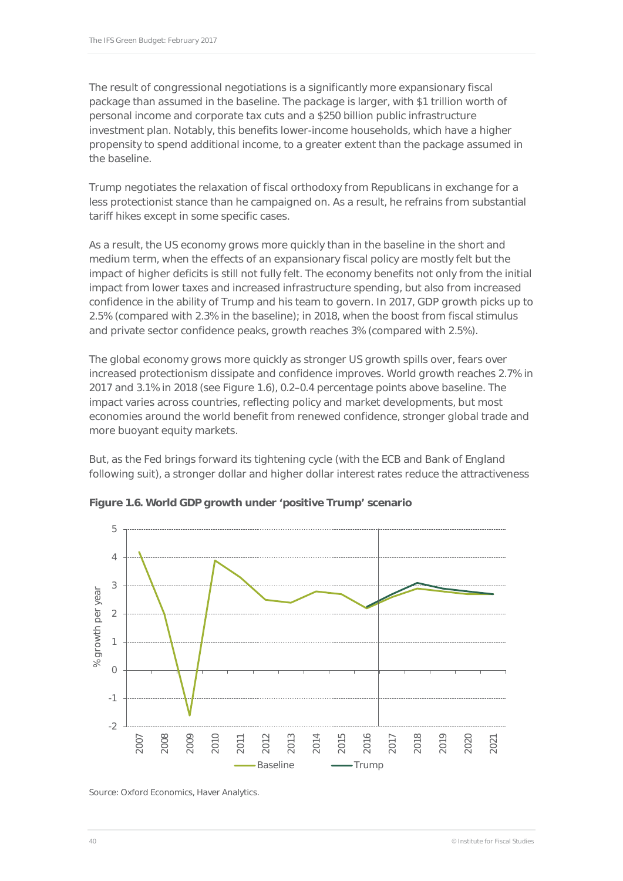The result of congressional negotiations is a significantly more expansionary fiscal package than assumed in the baseline. The package is larger, with $1 trillion worth of personal income and corporate tax cuts and a $250 billion public infrastructure investment plan. Notably, this benefits lower-income households, which have a higher propensity to spend additional income, to a greater extent than the package assumed in the baseline.

Trump negotiates the relaxation of fiscal orthodoxy from Republicans in exchange for a less protectionist stance than he campaigned on. As a result, he refrains from substantial tariff hikes except in some specific cases.

As a result, the US economy grows more quickly than in the baseline in the short and medium term, when the effects of an expansionary fiscal policy are mostly felt but the impact of higher deficits is still not fully felt. The economy benefits not only from the initial impact from lower taxes and increased infrastructure spending, but also from increased confidence in the ability of Trump and his team to govern. In 2017, GDP growth picks up to 2.5% (compared with 2.3% in the baseline); in 2018, when the boost from fiscal stimulus and private sector confidence peaks, growth reaches 3% (compared with 2.5%).

The global economy grows more quickly as stronger US growth spills over, fears over increased protectionism dissipate and confidence improves. World growth reaches 2.7% in 2017 and 3.1% in 2018 (see Figure 1.6), 0.2–0.4 percentage points above baseline. The impact varies across countries, reflecting policy and market developments, but most economies around the world benefit from renewed confidence, stronger global trade and more buoyant equity markets.

But, as the Fed brings forward its tightening cycle (with the ECB and Bank of England following suit), a stronger dollar and higher dollar interest rates reduce the attractiveness

**Figure 1.6. World GDP growth under 'positive Trump' scenario**

Source: Oxford Economics, Haver Analytics.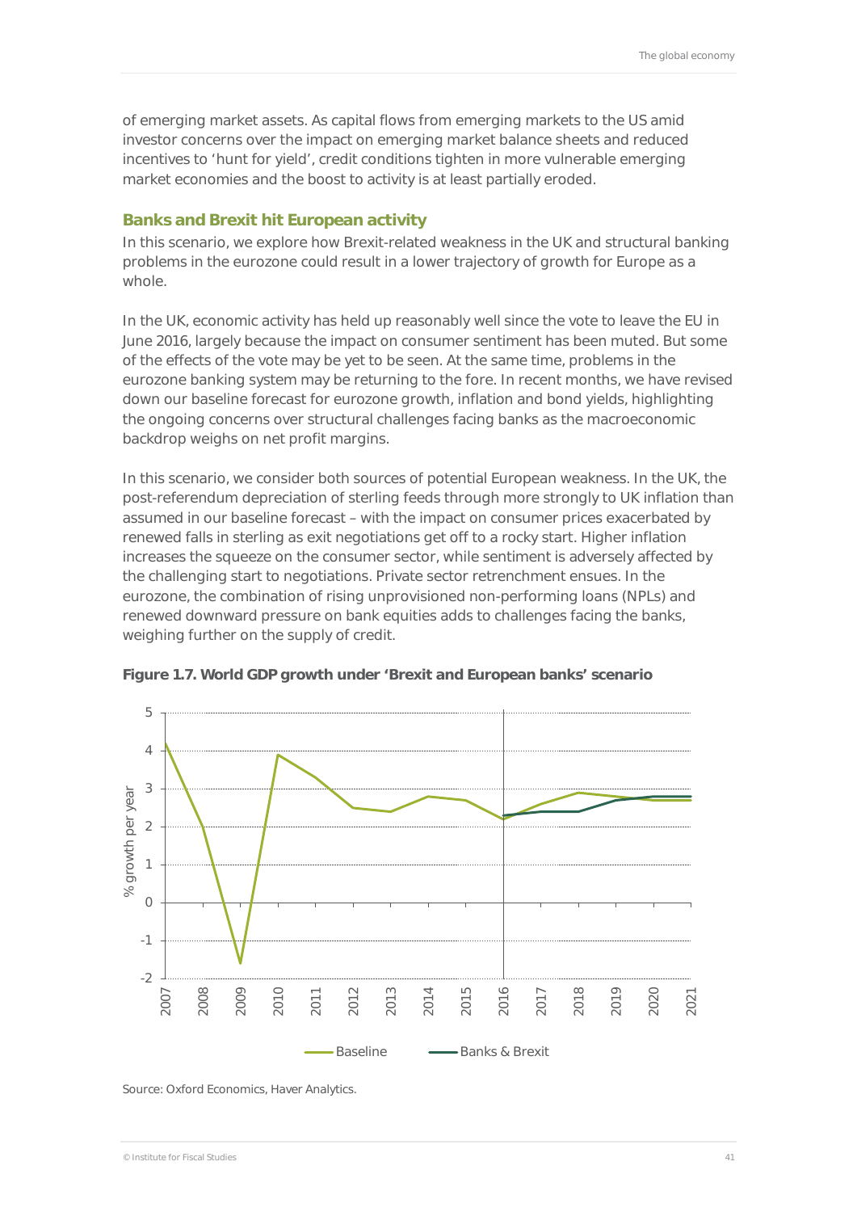of emerging market assets. As capital flows from emerging markets to the US amid investor concerns over the impact on emerging market balance sheets and reduced incentives to 'hunt for yield', credit conditions tighten in more vulnerable emerging market economies and the boost to activity is at least partially eroded.

### Banks and Brexit hit European activity

In this scenario, we explore how Brexit-related weakness in the UK and structural banking problems in the eurozone could result in a lower trajectory of growth for Europe as a whole.

In the UK, economic activity has held up reasonably well since the vote to leave the EU in June 2016, largely because the impact on consumer sentiment has been muted. But some of the effects of the vote may be yet to be seen. At the same time, problems in the eurozone banking system may be returning to the fore. In recent months, we have revised down our baseline forecast for eurozone growth, inflation and bond yields, highlighting the ongoing concerns over structural challenges facing banks as the macroeconomic backdrop weighs on net profit margins.

In this scenario, we consider both sources of potential European weakness. In the UK, the post-referendum depreciation of sterling feeds through more strongly to UK inflation than assumed in our baseline forecast – with the impact on consumer prices exacerbated by renewed falls in sterling as exit negotiations get off to a rocky start. Higher inflation increases the squeeze on the consumer sector, while sentiment is adversely affected by the challenging start to negotiations. Private sector retrenchment ensues. In the eurozone, the combination of rising unprovisioned non-performing loans (NPLs) and renewed downward pressure on bank equities adds to challenges facing the banks, weighing further on the supply of credit.

**Figure 1.7. World GDP growth under 'Brexit and European banks' scenario**

Source: Oxford Economics, Haver Analytics.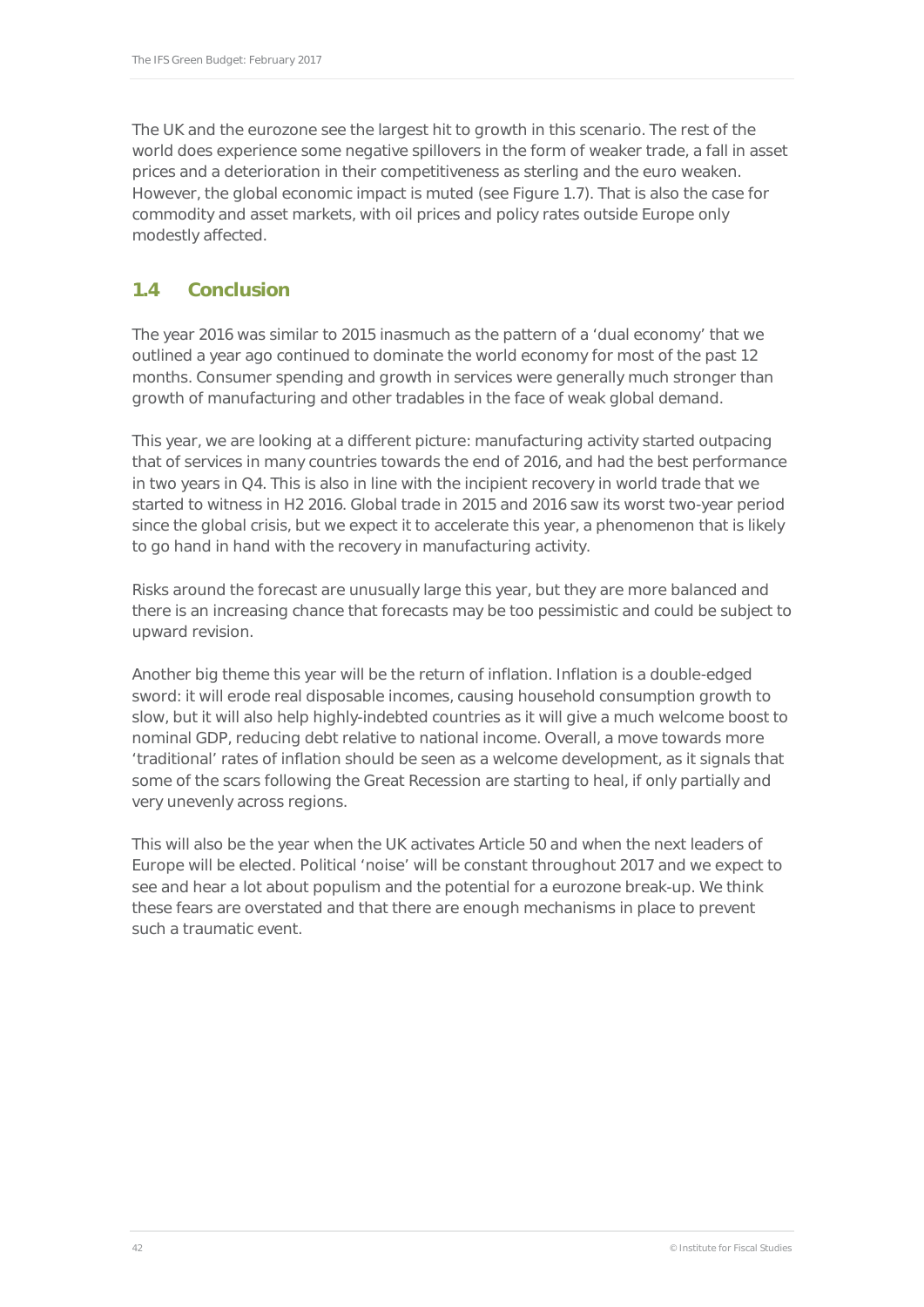The UK and the eurozone see the largest hit to growth in this scenario. The rest of the world does experience some negative spillovers in the form of weaker trade, a fall in asset prices and a deterioration in their competitiveness as sterling and the euro weaken. However, the global economic impact is muted (see Figure 1.7). That is also the case for commodity and asset markets, with oil prices and policy rates outside Europe only modestly affected.

## 1.4 Conclusion

The year 2016 was similar to 2015 inasmuch as the pattern of a 'dual economy' that we outlined a year ago continued to dominate the world economy for most of the past 12 months. Consumer spending and growth in services were generally much stronger than growth of manufacturing and other tradables in the face of weak global demand.

This year, we are looking at a different picture: manufacturing activity started outpacing that of services in many countries towards the end of 2016, and had the best performance in two years in Q4. This is also in line with the incipient recovery in world trade that we started to witness in H2 2016. Global trade in 2015 and 2016 saw its worst two-year period since the global crisis, but we expect it to accelerate this year, a phenomenon that is likely to go hand in hand with the recovery in manufacturing activity.

Risks around the forecast are unusually large this year, but they are more balanced and there is an increasing chance that forecasts may be too pessimistic and could be subject to upward revision.

Another big theme this year will be the return of inflation. Inflation is a double-edged sword: it will erode real disposable incomes, causing household consumption growth to slow, but it will also help highly-indebted countries as it will give a much welcome boost to nominal GDP, reducing debt relative to national income. Overall, a move towards more 'traditional' rates of inflation should be seen as a welcome development, as it signals that some of the scars following the Great Recession are starting to heal, if only partially and very unevenly across regions.

This will also be the year when the UK activates Article 50 and when the next leaders of Europe will be elected. Political 'noise' will be constant throughout 2017 and we expect to see and hear a lot about populism and the potential for a eurozone break-up. We think these fears are overstated and that there are enough mechanisms in place to prevent such a traumatic event.